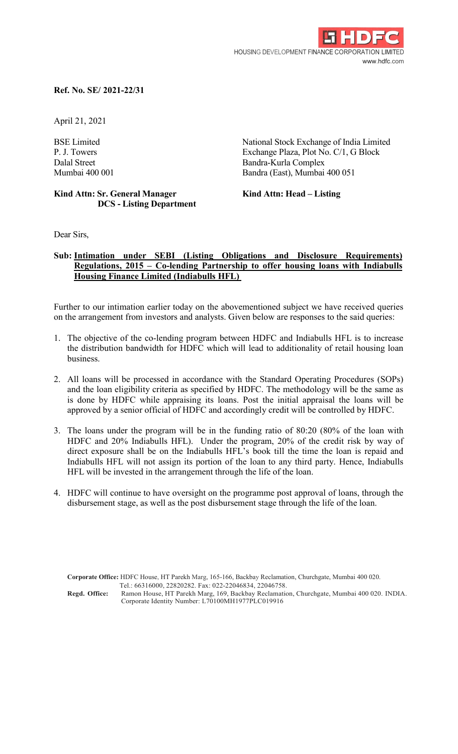HDFC

HOUSING DEVELOPMENT FINANCE CORPORATION LIMITED
www.hdfc.com

**Ref. No. SE/ 2021-22/31**

April 21, 2021

BSE Limited
P. J. Towers
Dalal Street
Mumbai 400 001

**Kind Attn: Sr. General Manager**
**DCS - Listing Department**

National Stock Exchange of India Limited
Exchange Plaza, Plot No. C/1, G Block
Bandra-Kurla Complex
Bandra (East), Mumbai 400 051

**Kind Attn: Head – Listing**

Dear Sirs,

**Sub: Intimation under SEBI (Listing Obligations and Disclosure Requirements) Regulations, 2015 – Co-lending Partnership to offer housing loans with Indiabulls Housing Finance Limited (Indiabulls HFL)**

Further to our intimation earlier today on the abovementioned subject we have received queries on the arrangement from investors and analysts. Given below are responses to the said queries:

1. The objective of the co-lending program between HDFC and Indiabulls HFL is to increase the distribution bandwidth for HDFC which will lead to additionality of retail housing loan business.

2. All loans will be processed in accordance with the Standard Operating Procedures (SOPs) and the loan eligibility criteria as specified by HDFC. The methodology will be the same as is done by HDFC while appraising its loans. Post the initial appraisal the loans will be approved by a senior official of HDFC and accordingly credit will be controlled by HDFC.

3. The loans under the program will be in the funding ratio of 80:20 (80% of the loan with HDFC and 20% Indiabulls HFL). Under the program, 20% of the credit risk by way of direct exposure shall be on the Indiabulls HFL's book till the time the loan is repaid and Indiabulls HFL will not assign its portion of the loan to any third party. Hence, Indiabulls HFL will be invested in the arrangement through the life of the loan.

4. HDFC will continue to have oversight on the programme post approval of loans, through the disbursement stage, as well as the post disbursement stage through the life of the loan.

**Corporate Office:** HDFC House, HT Parekh Marg, 165-166, Backbay Reclamation, Churchgate, Mumbai 400 020.
Tel.: 66316000, 22820282. Fax: 022-22046834, 22046758.
**Regd. Office:** Ramon House, HT Parekh Marg, 169, Backbay Reclamation, Churchgate, Mumbai 400 020. INDIA.
Corporate Identity Number: L70100MH1977PLC019916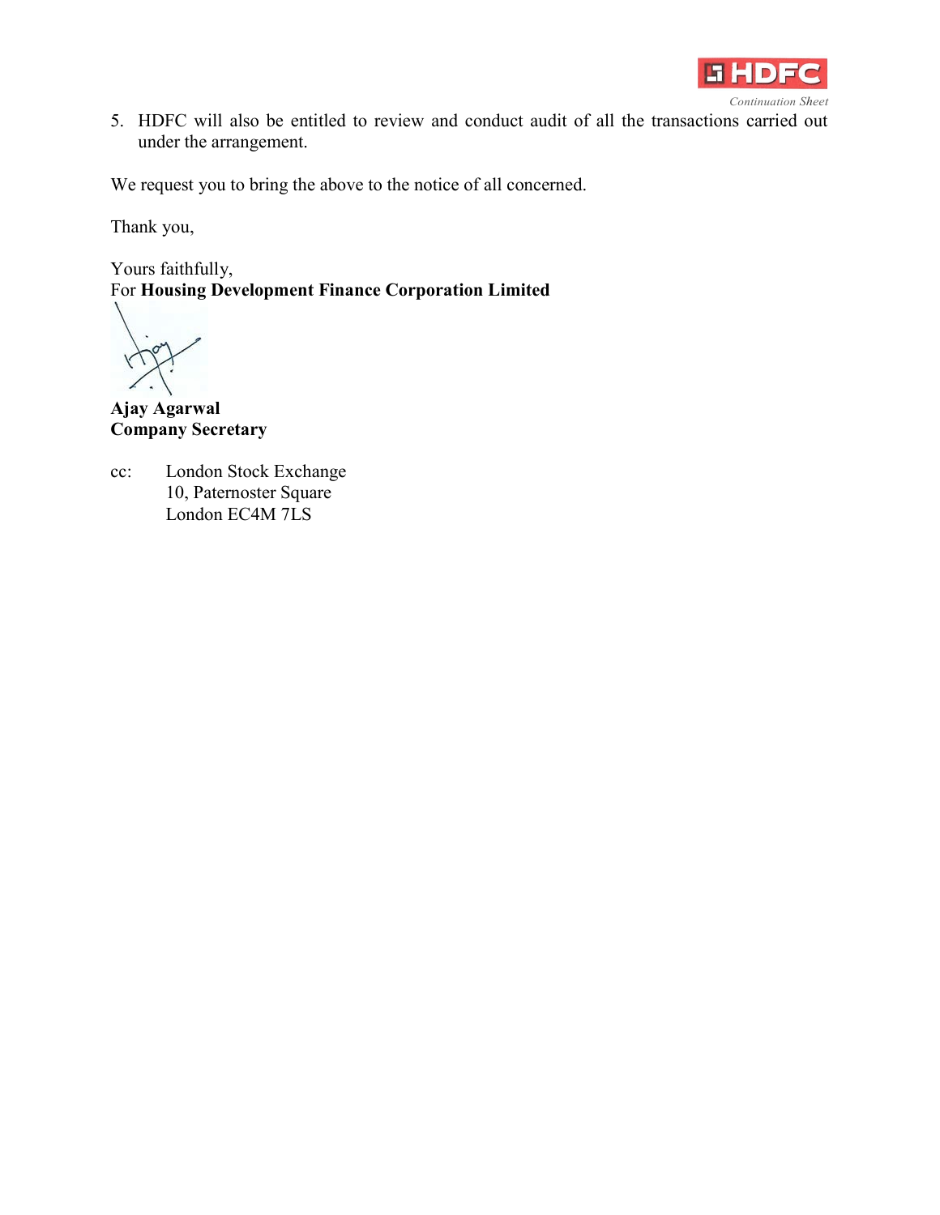5. HDFC will also be entitled to review and conduct audit of all the transactions carried out under the arrangement.

We request you to bring the above to the notice of all concerned.

Thank you,

Yours faithfully,
For **Housing Development Finance Corporation Limited**

**Ajay Agarwal**
**Company Secretary**

cc: London Stock Exchange
10, Paternoster Square
London EC4M 7LS